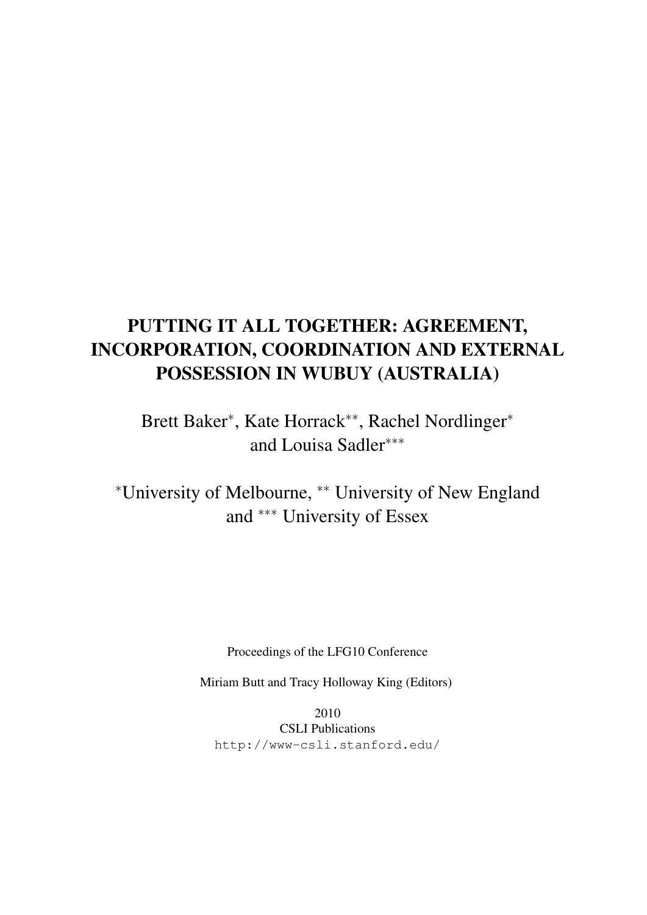# PUTTING IT ALL TOGETHER: AGREEMENT, INCORPORATION, COORDINATION AND EXTERNAL POSSESSION IN WUBUY (AUSTRALIA)

Brett Baker*, Kate Horrack**, Rachel Nordlinger*
and Louisa Sadler***

*University of Melbourne, ** University of New England
and *** University of Essex

Proceedings of the LFG10 Conference

Miriam Butt and Tracy Holloway King (Editors)

2010

CSLI Publications

http://www-csli.stanford.edu/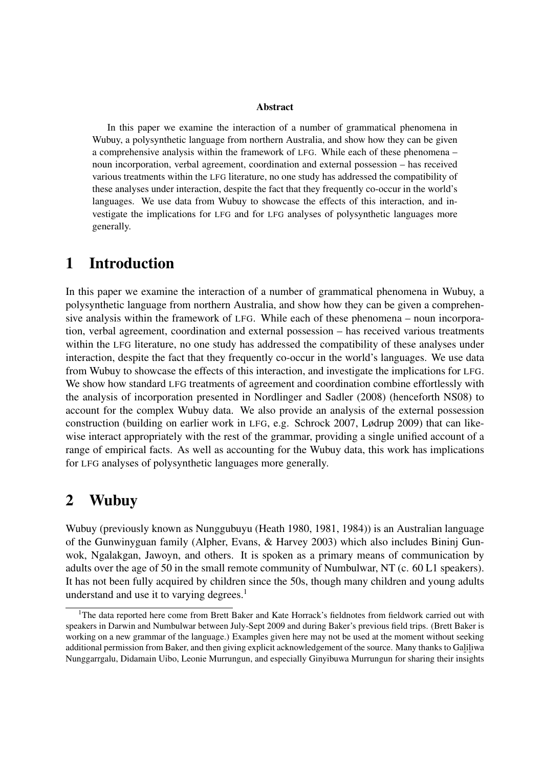**Abstract**

In this paper we examine the interaction of a number of grammatical phenomena in Wubuy, a polysynthetic language from northern Australia, and show how they can be given a comprehensive analysis within the framework of LFG. While each of these phenomena – noun incorporation, verbal agreement, coordination and external possession – has received various treatments within the LFG literature, no one study has addressed the compatibility of these analyses under interaction, despite the fact that they frequently co-occur in the world's languages. We use data from Wubuy to showcase the effects of this interaction, and investigate the implications for LFG and for LFG analyses of polysynthetic languages more generally.

# 1 Introduction

In this paper we examine the interaction of a number of grammatical phenomena in Wubuy, a polysynthetic language from northern Australia, and show how they can be given a comprehensive analysis within the framework of LFG. While each of these phenomena – noun incorporation, verbal agreement, coordination and external possession – has received various treatments within the LFG literature, no one study has addressed the compatibility of these analyses under interaction, despite the fact that they frequently co-occur in the world's languages. We use data from Wubuy to showcase the effects of this interaction, and investigate the implications for LFG. We show how standard LFG treatments of agreement and coordination combine effortlessly with the analysis of incorporation presented in Nordlinger and Sadler (2008) (henceforth NS08) to account for the complex Wubuy data. We also provide an analysis of the external possession construction (building on earlier work in LFG, e.g. Schrock 2007, Lødrup 2009) that can likewise interact appropriately with the rest of the grammar, providing a single unified account of a range of empirical facts. As well as accounting for the Wubuy data, this work has implications for LFG analyses of polysynthetic languages more generally.

# 2 Wubuy

Wubuy (previously known as Nunggubuyu (Heath 1980, 1981, 1984)) is an Australian language of the Gunwinyguan family (Alpher, Evans, & Harvey 2003) which also includes Bininj Gunwok, Ngalakgan, Jawoyn, and others. It is spoken as a primary means of communication by adults over the age of 50 in the small remote community of Numbulwar, NT (c. 60 L1 speakers). It has not been fully acquired by children since the 50s, though many children and young adults understand and use it to varying degrees.[1]

[1]The data reported here come from Brett Baker and Kate Horrack's fieldnotes from fieldwork carried out with speakers in Darwin and Numbulwar between July-Sept 2009 and during Baker's previous field trips. (Brett Baker is working on a new grammar of the language.) Examples given here may not be used at the moment without seeking additional permission from Baker, and then giving explicit acknowledgement of the source. Many thanks to Galiliwa Nunggarrgalu, Didamain Uibo, Leonie Murrungun, and especially Ginyibuwa Murrungun for sharing their insights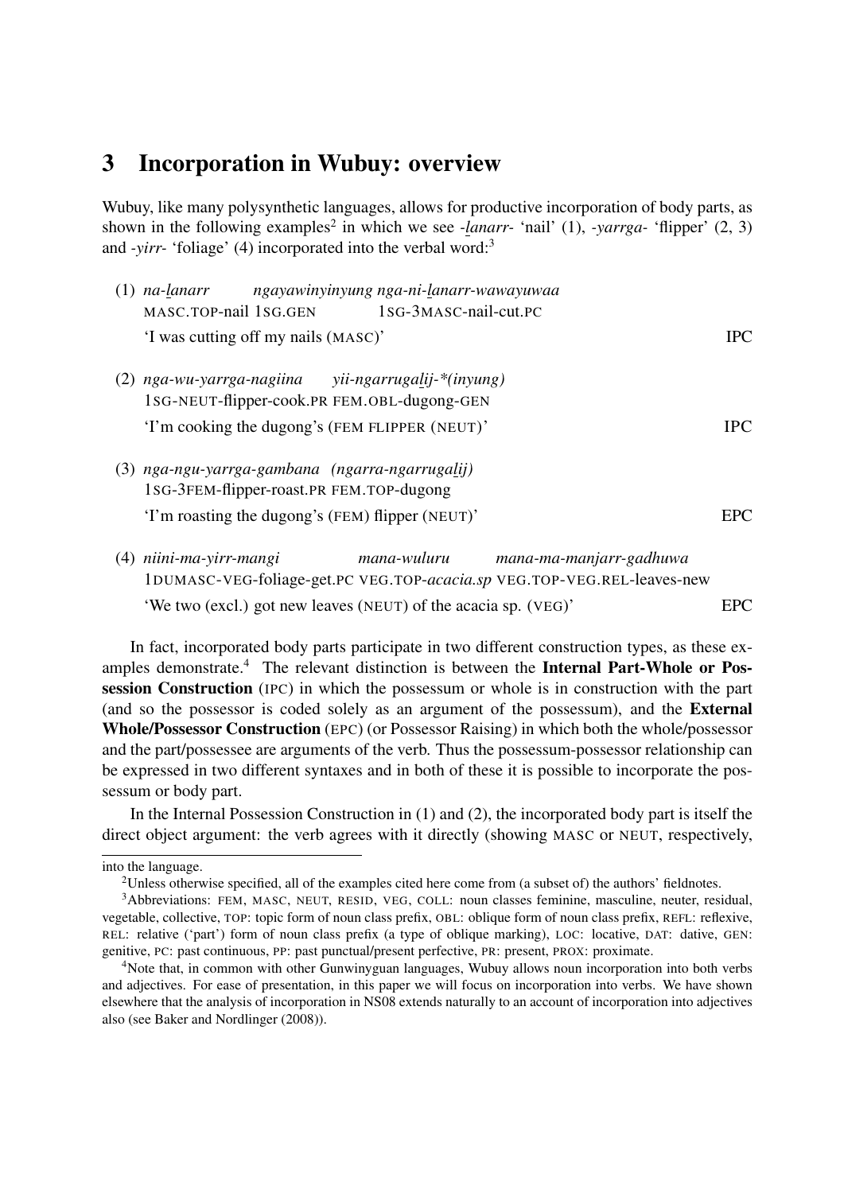## 3 Incorporation in Wubuy: overview

Wubuy, like many polysynthetic languages, allows for productive incorporation of body parts, as shown in the following examples[2] in which we see *-lanarr-* 'nail' (1), *-yarrga-* 'flipper' (2, 3) and *-yirr-* 'foliage' (4) incorporated into the verbal word:[3]

(1) *na-lanarr ngayawinyinyung nga-ni-lanarr-wawayuwaa*
MASC.TOP-nail 1SG.GEN 1SG-3MASC-nail-cut.PC
'I was cutting off my nails (MASC)' IPC

(2) *nga-wu-yarrga-nagiina yii-ngarrugalij-\*(inyung)*
1SG-NEUT-flipper-cook.PR FEM.OBL-dugong-GEN
'I'm cooking the dugong's (FEM FLIPPER (NEUT)' IPC

(3) *nga-ngu-yarrga-gambana (ngarra-ngarrugalij)*
1SG-3FEM-flipper-roast.PR FEM.TOP-dugong
'I'm roasting the dugong's (FEM) flipper (NEUT)' EPC

(4) *niini-ma-yirr-mangi mana-wuluru mana-ma-manjarr-gadhuwa*
1DUMASC-VEG-foliage-get.PC VEG.TOP-*acacia.sp* VEG.TOP-VEG.REL-leaves-new
'We two (excl.) got new leaves (NEUT) of the acacia sp. (VEG)' EPC

In fact, incorporated body parts participate in two different construction types, as these examples demonstrate.[4] The relevant distinction is between the **Internal Part-Whole or Possession Construction** (IPC) in which the possessum or whole is in construction with the part (and so the possessor is coded solely as an argument of the possessum), and the **External Whole/Possessor Construction** (EPC) (or Possessor Raising) in which both the whole/possessor and the part/possessee are arguments of the verb. Thus the possessum-possessor relationship can be expressed in two different syntaxes and in both of these it is possible to incorporate the possessum or body part.

In the Internal Possession Construction in (1) and (2), the incorporated body part is itself the direct object argument: the verb agrees with it directly (showing MASC or NEUT, respectively,

into the language.

[2]Unless otherwise specified, all of the examples cited here come from (a subset of) the authors' fieldnotes.

[3]Abbreviations: FEM, MASC, NEUT, RESID, VEG, COLL: noun classes feminine, masculine, neuter, residual, vegetable, collective, TOP: topic form of noun class prefix, OBL: oblique form of noun class prefix, REFL: reflexive, REL: relative ('part') form of noun class prefix (a type of oblique marking), LOC: locative, DAT: dative, GEN: genitive, PC: past continuous, PP: past punctual/present perfective, PR: present, PROX: proximate.

[4]Note that, in common with other Gunwinyguan languages, Wubuy allows noun incorporation into both verbs and adjectives. For ease of presentation, in this paper we will focus on incorporation into verbs. We have shown elsewhere that the analysis of incorporation in NS08 extends naturally to an account of incorporation into adjectives also (see Baker and Nordlinger (2008)).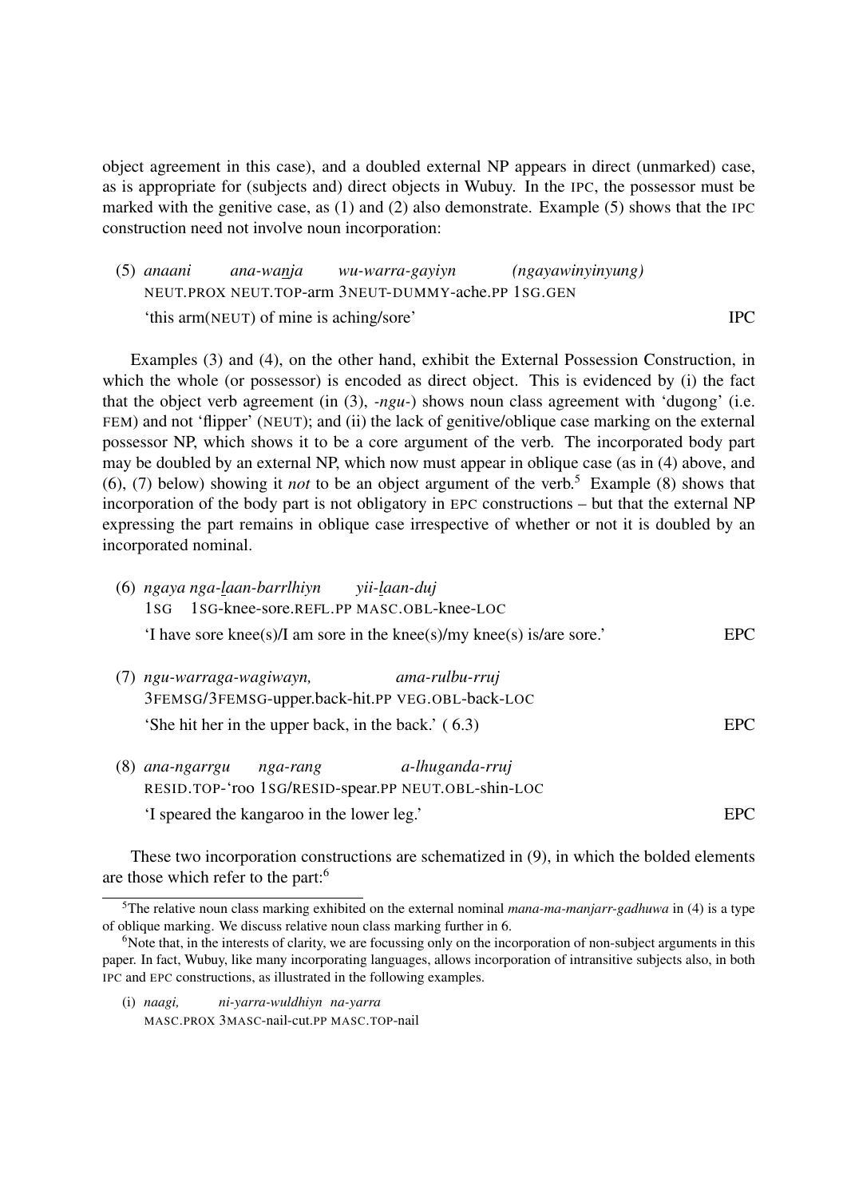object agreement in this case), and a doubled external NP appears in direct (unmarked) case, as is appropriate for (subjects and) direct objects in Wubuy. In the IPC, the possessor must be marked with the genitive case, as (1) and (2) also demonstrate. Example (5) shows that the IPC construction need not involve noun incorporation:

(5) *anaani* *ana-wanja* *wu-warra-gayiyn* *(ngayawinyinyung)*
NEUT.PROX NEUT.TOP-arm 3NEUT-DUMMY-ache.PP 1SG.GEN
'this arm(NEUT) of mine is aching/sore' IPC

Examples (3) and (4), on the other hand, exhibit the External Possession Construction, in which the whole (or possessor) is encoded as direct object. This is evidenced by (i) the fact that the object verb agreement (in (3), *-ngu-*) shows noun class agreement with 'dugong' (i.e. FEM) and not 'flipper' (NEUT); and (ii) the lack of genitive/oblique case marking on the external possessor NP, which shows it to be a core argument of the verb. The incorporated body part may be doubled by an external NP, which now must appear in oblique case (as in (4) above, and (6), (7) below) showing it *not* to be an object argument of the verb.[5] Example (8) shows that incorporation of the body part is not obligatory in EPC constructions – but that the external NP expressing the part remains in oblique case irrespective of whether or not it is doubled by an incorporated nominal.

(6) *ngaya nga-laan-barrlhiyn* *yii-laan-duj*
1SG 1SG-knee-sore.REFL.PP MASC.OBL-knee-LOC
'I have sore knee(s)/I am sore in the knee(s)/my knee(s) is/are sore.' EPC

(7) *ngu-warraga-wagiwayn,* *ama-rulbu-rruj*
3FEMSG/3FEMSG-upper.back-hit.PP VEG.OBL-back-LOC
'She hit her in the upper back, in the back.' ( 6.3) EPC

(8) *ana-ngarrgu* *nga-rang* *a-lhuganda-rruj*
RESID.TOP-'roo 1SG/RESID-spear.PP NEUT.OBL-shin-LOC
'I speared the kangaroo in the lower leg.' EPC

These two incorporation constructions are schematized in (9), in which the bolded elements are those which refer to the part:[6]

[5] The relative noun class marking exhibited on the external nominal *mana-ma-manjarr-gadhuwa* in (4) is a type of oblique marking. We discuss relative noun class marking further in 6.

[6] Note that, in the interests of clarity, we are focussing only on the incorporation of non-subject arguments in this paper. In fact, Wubuy, like many incorporating languages, allows incorporation of intransitive subjects also, in both IPC and EPC constructions, as illustrated in the following examples.

(i) *naagi,* *ni-yarra-wuldhiyn* *na-yarra*
MASC.PROX 3MASC-nail-cut.PP MASC.TOP-nail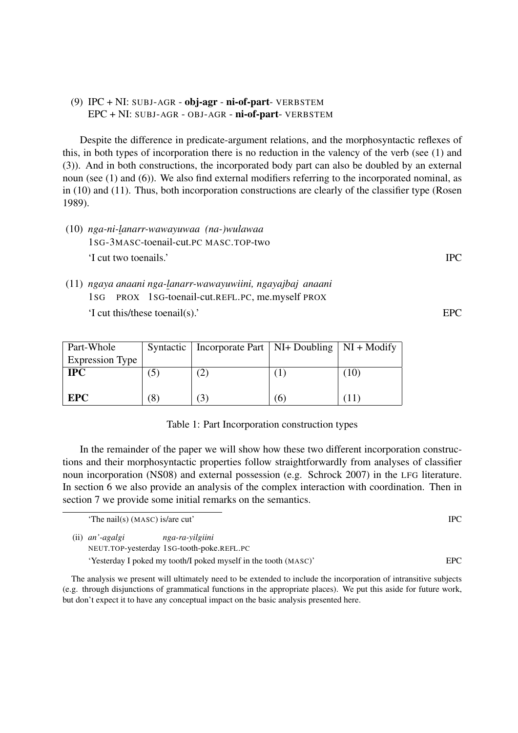(9) IPC + NI: SUBJ-AGR - **obj-agr** - **ni-of-part**- VERBSTEM
EPC + NI: SUBJ-AGR - OBJ-AGR - **ni-of-part**- VERBSTEM

Despite the difference in predicate-argument relations, and the morphosyntactic reflexes of this, in both types of incorporation there is no reduction in the valency of the verb (see (1) and (3)). And in both constructions, the incorporated body part can also be doubled by an external noun (see (1) and (6)). We also find external modifiers referring to the incorporated nominal, as in (10) and (11). Thus, both incorporation constructions are clearly of the classifier type (Rosen 1989).

(10) *nga-ni-lanarr-wawayuwaa (na-)wulawaa*
1SG-3MASC-toenail-cut.PC MASC.TOP-two
'I cut two toenails.' IPC

(11) *ngaya anaani nga-lanarr-wawayuwiini, ngayajbaj anaani*
1SG PROX 1SG-toenail-cut.REFL.PC, me.myself PROX
'I cut this/these toenail(s).' EPC

| Part-Whole Expression Type | Syntactic | Incorporate Part | NI+ Doubling | NI + Modify |
|---|---|---|---|---|
| **IPC** | (5) | (2) | (1) | (10) |
| **EPC** | (8) | (3) | (6) | (11) |

Table 1: Part Incorporation construction types

In the remainder of the paper we will show how these two different incorporation constructions and their morphosyntactic properties follow straightforwardly from analyses of classifier noun incorporation (NS08) and external possession (e.g. Schrock 2007) in the LFG literature. In section 6 we also provide an analysis of the complex interaction with coordination. Then in section 7 we provide some initial remarks on the semantics.

---

'The nail(s) (MASC) is/are cut' IPC

(ii) *an'-agalgi nga-ra-yilgiini*
NEUT.TOP-yesterday 1SG-tooth-poke.REFL.PC
'Yesterday I poked my tooth/I poked myself in the tooth (MASC)' EPC

The analysis we present will ultimately need to be extended to include the incorporation of intransitive subjects (e.g. through disjunctions of grammatical functions in the appropriate places). We put this aside for future work, but don't expect it to have any conceptual impact on the basic analysis presented here.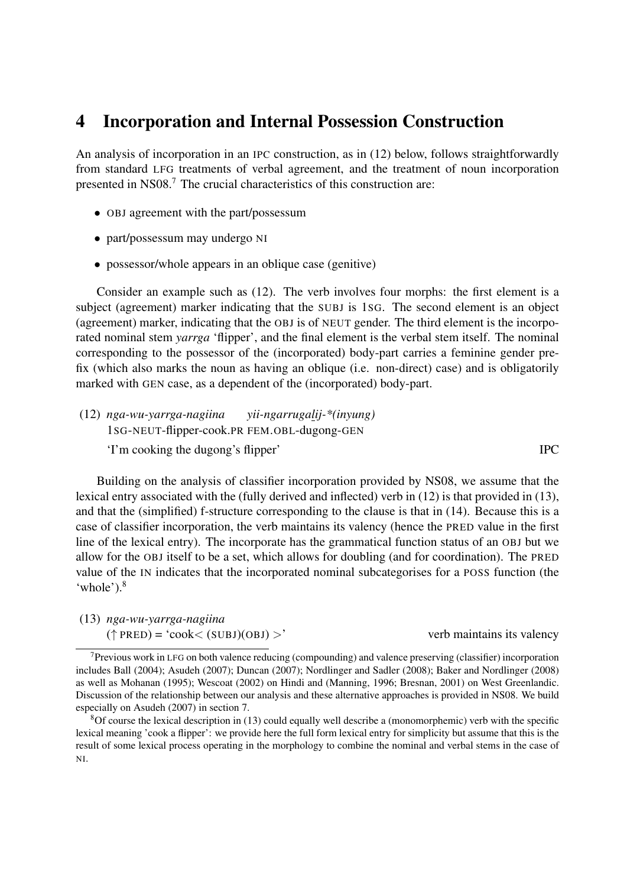## 4 Incorporation and Internal Possession Construction

An analysis of incorporation in an IPC construction, as in (12) below, follows straightforwardly from standard LFG treatments of verbal agreement, and the treatment of noun incorporation presented in NS08.[7] The crucial characteristics of this construction are:

- OBJ agreement with the part/possessum
- part/possessum may undergo NI
- possessor/whole appears in an oblique case (genitive)

Consider an example such as (12). The verb involves four morphs: the first element is a subject (agreement) marker indicating that the SUBJ is 1SG. The second element is an object (agreement) marker, indicating that the OBJ is of NEUT gender. The third element is the incorporated nominal stem *yarrga* 'flipper', and the final element is the verbal stem itself. The nominal corresponding to the possessor of the (incorporated) body-part carries a feminine gender prefix (which also marks the noun as having an oblique (i.e. non-direct) case) and is obligatorily marked with GEN case, as a dependent of the (incorporated) body-part.

(12) *nga-wu-yarrga-nagiina* *yii-ngarrugali̲j-\*(inyung)*
1SG-NEUT-flipper-cook.PR FEM.OBL-dugong-GEN
'I'm cooking the dugong's flipper' IPC

Building on the analysis of classifier incorporation provided by NS08, we assume that the lexical entry associated with the (fully derived and inflected) verb in (12) is that provided in (13), and that the (simplified) f-structure corresponding to the clause is that in (14). Because this is a case of classifier incorporation, the verb maintains its valency (hence the PRED value in the first line of the lexical entry). The incorporate has the grammatical function status of an OBJ but we allow for the OBJ itself to be a set, which allows for doubling (and for coordination). The PRED value of the IN indicates that the incorporated nominal subcategorises for a POSS function (the 'whole').[8]

(13) *nga-wu-yarrga-nagiina*
(↑ PRED) = 'cook< (SUBJ)(OBJ) >' verb maintains its valency

[7] Previous work in LFG on both valence reducing (compounding) and valence preserving (classifier) incorporation includes Ball (2004); Asudeh (2007); Duncan (2007); Nordlinger and Sadler (2008); Baker and Nordlinger (2008) as well as Mohanan (1995); Wescoat (2002) on Hindi and (Manning, 1996; Bresnan, 2001) on West Greenlandic. Discussion of the relationship between our analysis and these alternative approaches is provided in NS08. We build especially on Asudeh (2007) in section 7.

[8] Of course the lexical description in (13) could equally well describe a (monomorphemic) verb with the specific lexical meaning 'cook a flipper': we provide here the full form lexical entry for simplicity but assume that this is the result of some lexical process operating in the morphology to combine the nominal and verbal stems in the case of NI.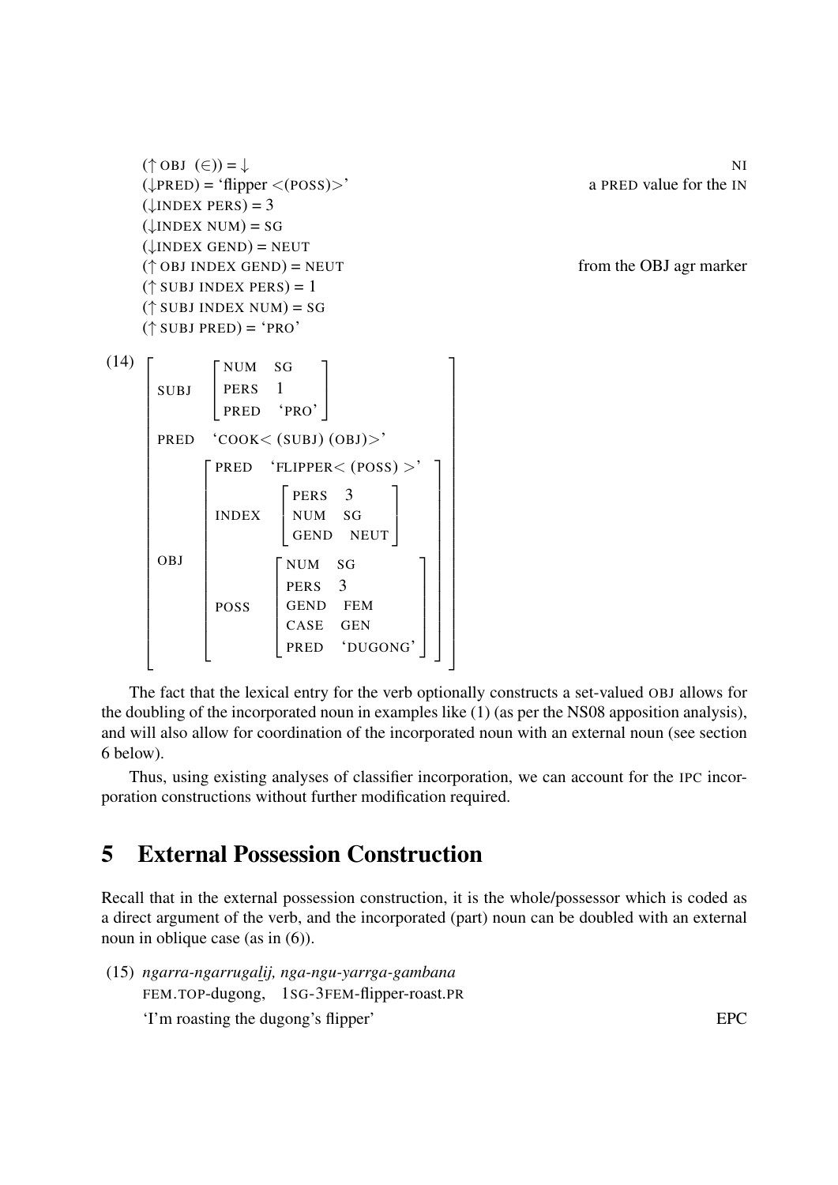$(\uparrow$ OBJ $(\in)) = \downarrow$ NI

$(\downarrow$PRED$)$ = 'flipper <(POSS)>' a PRED value for the IN

$(\downarrow$INDEX PERS$) = 3$

$(\downarrow$INDEX NUM$)$ = SG

$(\downarrow$INDEX GEND$)$ = NEUT

$(\uparrow$ OBJ INDEX GEND$)$ = NEUT from the OBJ agr marker

$(\uparrow$ SUBJ INDEX PERS$) = 1$

$(\uparrow$ SUBJ INDEX NUM$)$ = SG

$(\uparrow$ SUBJ PRED$)$ = 'PRO'

(14)

$$\begin{bmatrix} \text{SUBJ} & \begin{bmatrix} \text{NUM} & \text{SG} \\ \text{PERS} & 1 \\ \text{PRED} & \text{'PRO'} \end{bmatrix} \\ \text{PRED} & \text{'COOK< (SUBJ) (OBJ)>'} \\ \text{OBJ} & \begin{bmatrix} \text{PRED} & \text{'FLIPPER< (POSS) >'} \\ \text{INDEX} & \begin{bmatrix} \text{PERS} & 3 \\ \text{NUM} & \text{SG} \\ \text{GEND} & \text{NEUT} \end{bmatrix} \\ \text{POSS} & \begin{bmatrix} \text{NUM} & \text{SG} \\ \text{PERS} & 3 \\ \text{GEND} & \text{FEM} \\ \text{CASE} & \text{GEN} \\ \text{PRED} & \text{'DUGONG'} \end{bmatrix} \end{bmatrix} \end{bmatrix}$$

The fact that the lexical entry for the verb optionally constructs a set-valued OBJ allows for the doubling of the incorporated noun in examples like (1) (as per the NS08 apposition analysis), and will also allow for coordination of the incorporated noun with an external noun (see section 6 below).

Thus, using existing analyses of classifier incorporation, we can account for the IPC incorporation constructions without further modification required.

## 5 External Possession Construction

Recall that in the external possession construction, it is the whole/possessor which is coded as a direct argument of the verb, and the incorporated (part) noun can be doubled with an external noun in oblique case (as in (6)).

(15) *ngarra-ngarrugal̲ij, nga-ngu-yarrga-gambana*
FEM.TOP-dugong, 1SG-3FEM-flipper-roast.PR
'I'm roasting the dugong's flipper' EPC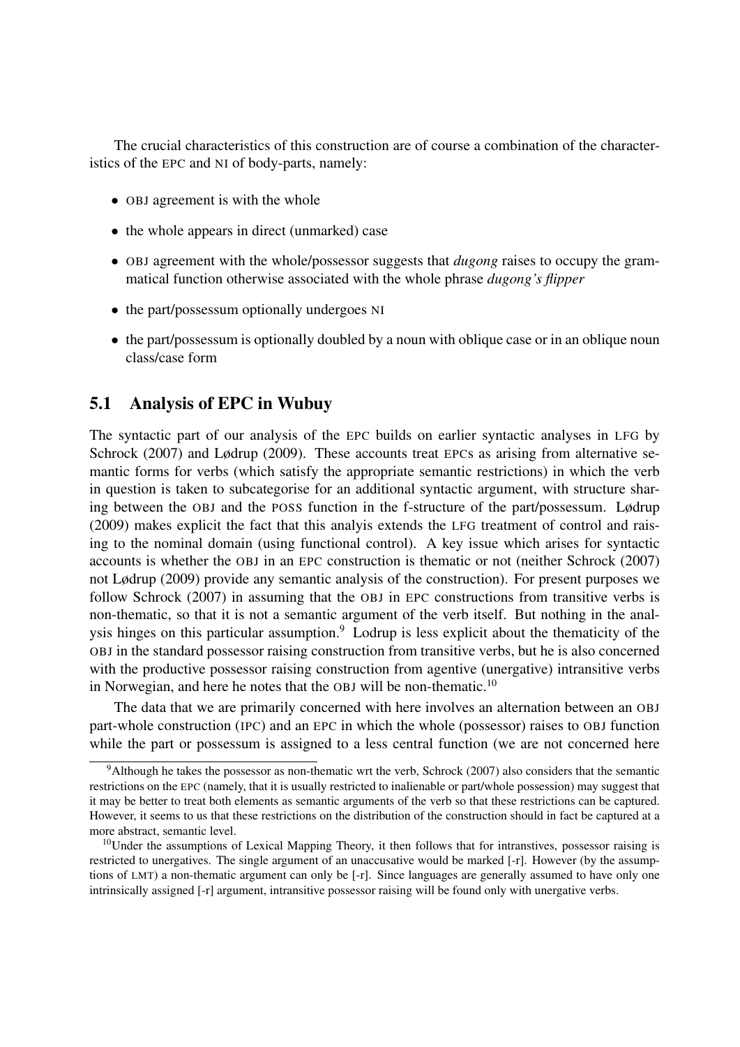The crucial characteristics of this construction are of course a combination of the characteristics of the EPC and NI of body-parts, namely:

- OBJ agreement is with the whole
- the whole appears in direct (unmarked) case
- OBJ agreement with the whole/possessor suggests that *dugong* raises to occupy the grammatical function otherwise associated with the whole phrase *dugong's flipper*
- the part/possessum optionally undergoes NI
- the part/possessum is optionally doubled by a noun with oblique case or in an oblique noun class/case form

## 5.1 Analysis of EPC in Wubuy

The syntactic part of our analysis of the EPC builds on earlier syntactic analyses in LFG by Schrock (2007) and Lødrup (2009). These accounts treat EPCs as arising from alternative semantic forms for verbs (which satisfy the appropriate semantic restrictions) in which the verb in question is taken to subcategorise for an additional syntactic argument, with structure sharing between the OBJ and the POSS function in the f-structure of the part/possessum. Lødrup (2009) makes explicit the fact that this analyis extends the LFG treatment of control and raising to the nominal domain (using functional control). A key issue which arises for syntactic accounts is whether the OBJ in an EPC construction is thematic or not (neither Schrock (2007) not Lødrup (2009) provide any semantic analysis of the construction). For present purposes we follow Schrock (2007) in assuming that the OBJ in EPC constructions from transitive verbs is non-thematic, so that it is not a semantic argument of the verb itself. But nothing in the analysis hinges on this particular assumption.[9] Lodrup is less explicit about the thematicity of the OBJ in the standard possessor raising construction from transitive verbs, but he is also concerned with the productive possessor raising construction from agentive (unergative) intransitive verbs in Norwegian, and here he notes that the OBJ will be non-thematic.[10]

The data that we are primarily concerned with here involves an alternation between an OBJ part-whole construction (IPC) and an EPC in which the whole (possessor) raises to OBJ function while the part or possessum is assigned to a less central function (we are not concerned here

[9] Although he takes the possessor as non-thematic wrt the verb, Schrock (2007) also considers that the semantic restrictions on the EPC (namely, that it is usually restricted to inalienable or part/whole possession) may suggest that it may be better to treat both elements as semantic arguments of the verb so that these restrictions can be captured. However, it seems to us that these restrictions on the distribution of the construction should in fact be captured at a more abstract, semantic level.

[10] Under the assumptions of Lexical Mapping Theory, it then follows that for intranstives, possessor raising is restricted to unergatives. The single argument of an unaccusative would be marked [-r]. However (by the assumptions of LMT) a non-thematic argument can only be [-r]. Since languages are generally assumed to have only one intrinsically assigned [-r] argument, intransitive possessor raising will be found only with unergative verbs.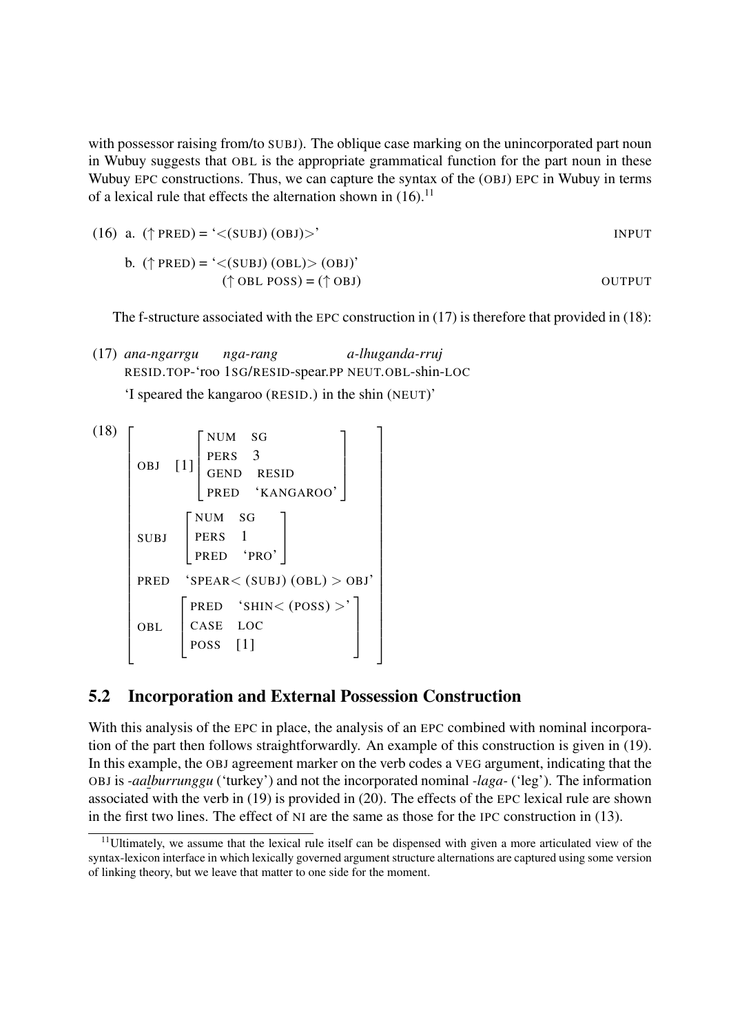with possessor raising from/to SUBJ). The oblique case marking on the unincorporated part noun in Wubuy suggests that OBL is the appropriate grammatical function for the part noun in these Wubuy EPC constructions. Thus, we can capture the syntax of the (OBJ) EPC in Wubuy in terms of a lexical rule that effects the alternation shown in (16).[11]

(16) a. (↑ PRED) = '<(SUBJ) (OBJ)>' INPUT

b. (↑ PRED) = '<(SUBJ) (OBL)> (OBJ)'
(↑ OBL POSS) = (↑ OBJ) OUTPUT

The f-structure associated with the EPC construction in (17) is therefore that provided in (18):

(17) *ana-ngarrgu nga-rang a-lhuganda-rruj*
RESID.TOP-'roo 1SG/RESID-spear.PP NEUT.OBL-shin-LOC
'I speared the kangaroo (RESID.) in the shin (NEUT)'

(18)
```
[ OBJ   [1] [ NUM   SG
              PERS  3
              GEND  RESID
              PRED  'KANGAROO' ]
  SUBJ      [ NUM   SG
              PERS  1
              PRED  'PRO' ]
  PRED  'SPEAR< (SUBJ) (OBL) > OBJ'
  OBL       [ PRED  'SHIN< (POSS) >'
              CASE  LOC
              POSS  [1] ] ]
```

## 5.2 Incorporation and External Possession Construction

With this analysis of the EPC in place, the analysis of an EPC combined with nominal incorporation of the part then follows straightforwardly. An example of this construction is given in (19). In this example, the OBJ agreement marker on the verb codes a VEG argument, indicating that the OBJ is *-aaḻburrunggu* ('turkey') and not the incorporated nominal *-laga-* ('leg'). The information associated with the verb in (19) is provided in (20). The effects of the EPC lexical rule are shown in the first two lines. The effect of NI are the same as those for the IPC construction in (13).

[11] Ultimately, we assume that the lexical rule itself can be dispensed with given a more articulated view of the syntax-lexicon interface in which lexically governed argument structure alternations are captured using some version of linking theory, but we leave that matter to one side for the moment.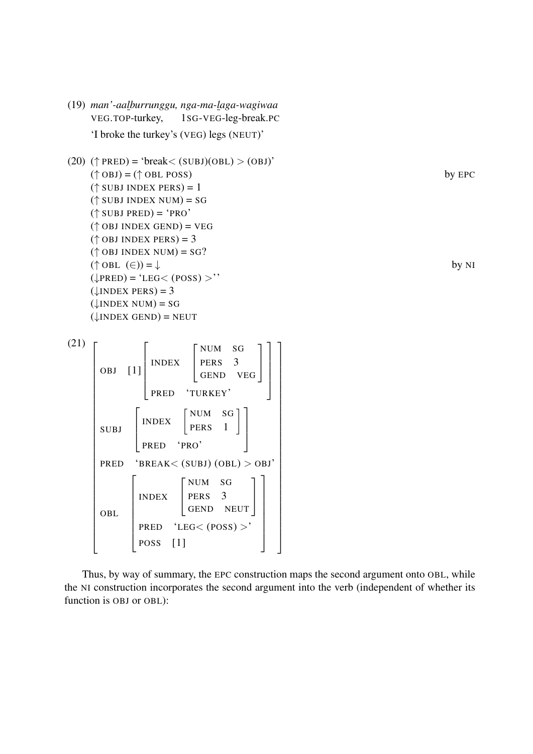(19) *man'-aal̲burrunggu, nga-ma-l̲aga-wagiwaa*
VEG.TOP-turkey, 1SG-VEG-leg-break.PC
'I broke the turkey's (VEG) legs (NEUT)'

(20) (↑ PRED) = 'break< (SUBJ)(OBL) > (OBJ)'
(↑ OBJ) = (↑ OBL POSS) — by EPC
(↑ SUBJ INDEX PERS) = 1
(↑ SUBJ INDEX NUM) = SG
(↑ SUBJ PRED) = 'PRO'
(↑ OBJ INDEX GEND) = VEG
(↑ OBJ INDEX PERS) = 3
(↑ OBJ INDEX NUM) = SG?
(↑ OBL (∈)) = ↓ — by NI
(↓PRED) = 'LEG< (POSS) >''
(↓INDEX PERS) = 3
(↓INDEX NUM) = SG
(↓INDEX GEND) = NEUT

(21)

```
[ OBJ   [1] [ INDEX [ NUM   SG
                      PERS  3
                      GEND  VEG ]
              PRED  'TURKEY' ]
  SUBJ      [ INDEX [ NUM   SG
                      PERS  1 ]
              PRED  'PRO' ]
  PRED      'BREAK< (SUBJ) (OBL) > OBJ'
  OBL       [ INDEX [ NUM   SG
                      PERS  3
                      GEND  NEUT ]
              PRED  'LEG< (POSS) >'
              POSS  [1] ] ]
```

Thus, by way of summary, the EPC construction maps the second argument onto OBL, while the NI construction incorporates the second argument into the verb (independent of whether its function is OBJ or OBL):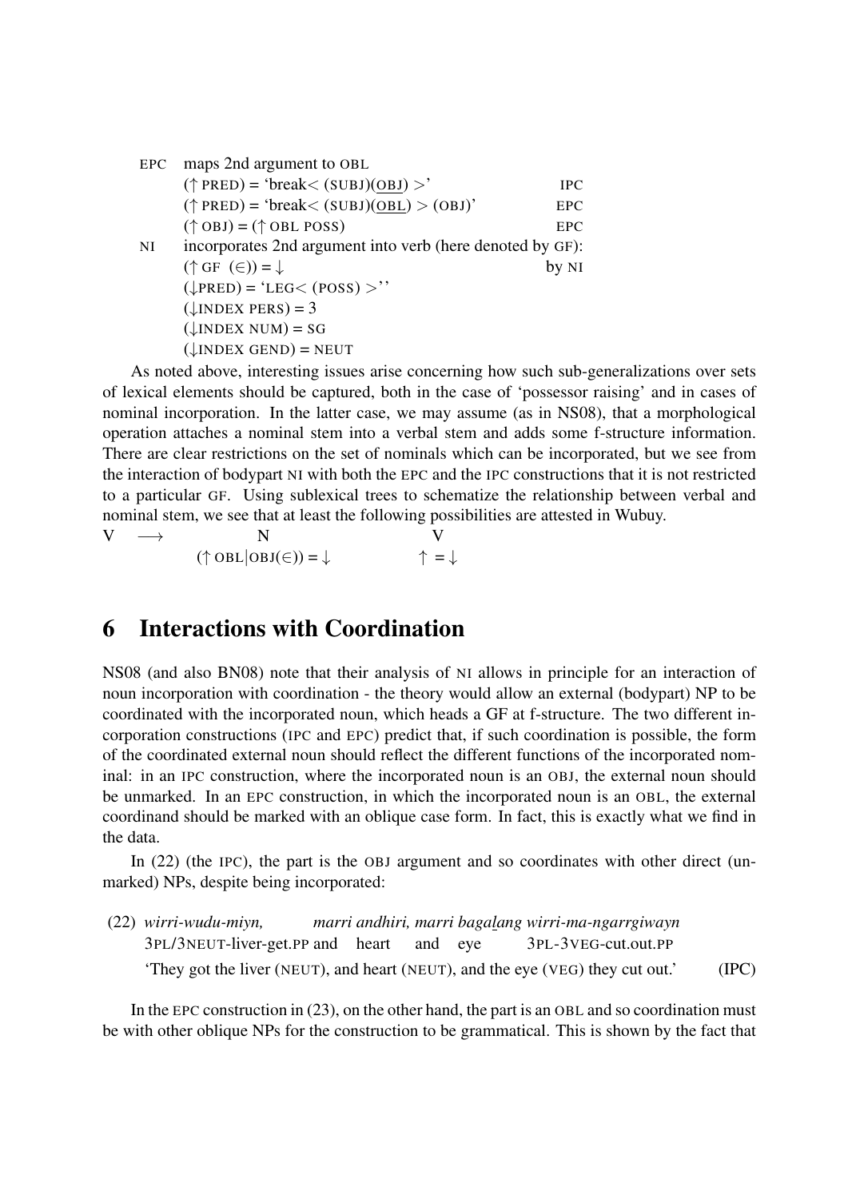EPC maps 2nd argument to OBL

| | | |
|---|---|---|
| | (↑ PRED) = 'break< (SUBJ)(<u>OBJ</u>) >' | IPC |
| | (↑ PRED) = 'break< (SUBJ)(<u>OBL</u>) > (OBJ)' | EPC |
| | (↑ OBJ) = (↑ OBL POSS) | EPC |

NI incorporates 2nd argument into verb (here denoted by GF):

(↑ GF (∈)) = ↓ &nbsp;&nbsp;&nbsp;&nbsp;&nbsp;&nbsp;&nbsp;&nbsp;&nbsp;&nbsp;&nbsp;&nbsp;&nbsp;&nbsp;&nbsp;&nbsp;&nbsp;&nbsp;&nbsp;&nbsp;&nbsp;&nbsp;&nbsp;&nbsp;&nbsp;&nbsp;&nbsp;&nbsp; by NI
(↓PRED) = 'LEG< (POSS) >''
(↓INDEX PERS) = 3
(↓INDEX NUM) = SG
(↓INDEX GEND) = NEUT

As noted above, interesting issues arise concerning how such sub-generalizations over sets of lexical elements should be captured, both in the case of 'possessor raising' and in cases of nominal incorporation. In the latter case, we may assume (as in NS08), that a morphological operation attaches a nominal stem into a verbal stem and adds some f-structure information. There are clear restrictions on the set of nominals which can be incorporated, but we see from the interaction of bodypart NI with both the EPC and the IPC constructions that it is not restricted to a particular GF. Using sublexical trees to schematize the relationship between verbal and nominal stem, we see that at least the following possibilities are attested in Wubuy.

| V | ⟶ | N | V |
|---|---|---|---|
| | | (↑ OBL\|OBJ(∈)) = ↓ | ↑ = ↓ |

## 6 Interactions with Coordination

NS08 (and also BN08) note that their analysis of NI allows in principle for an interaction of noun incorporation with coordination - the theory would allow an external (bodypart) NP to be coordinated with the incorporated noun, which heads a GF at f-structure. The two different incorporation constructions (IPC and EPC) predict that, if such coordination is possible, the form of the coordinated external noun should reflect the different functions of the incorporated nominal: in an IPC construction, where the incorporated noun is an OBJ, the external noun should be unmarked. In an EPC construction, in which the incorporated noun is an OBL, the external coordinand should be marked with an oblique case form. In fact, this is exactly what we find in the data.

In (22) (the IPC), the part is the OBJ argument and so coordinates with other direct (unmarked) NPs, despite being incorporated:

(22) *wirri-wudu-miyn, marri andhiri, marri bagaḻang wirri-ma-ngarrgiwayn*
3PL/3NEUT-liver-get.PP and heart and eye 3PL-3VEG-cut.out.PP
'They got the liver (NEUT), and heart (NEUT), and the eye (VEG) they cut out.' (IPC)

In the EPC construction in (23), on the other hand, the part is an OBL and so coordination must be with other oblique NPs for the construction to be grammatical. This is shown by the fact that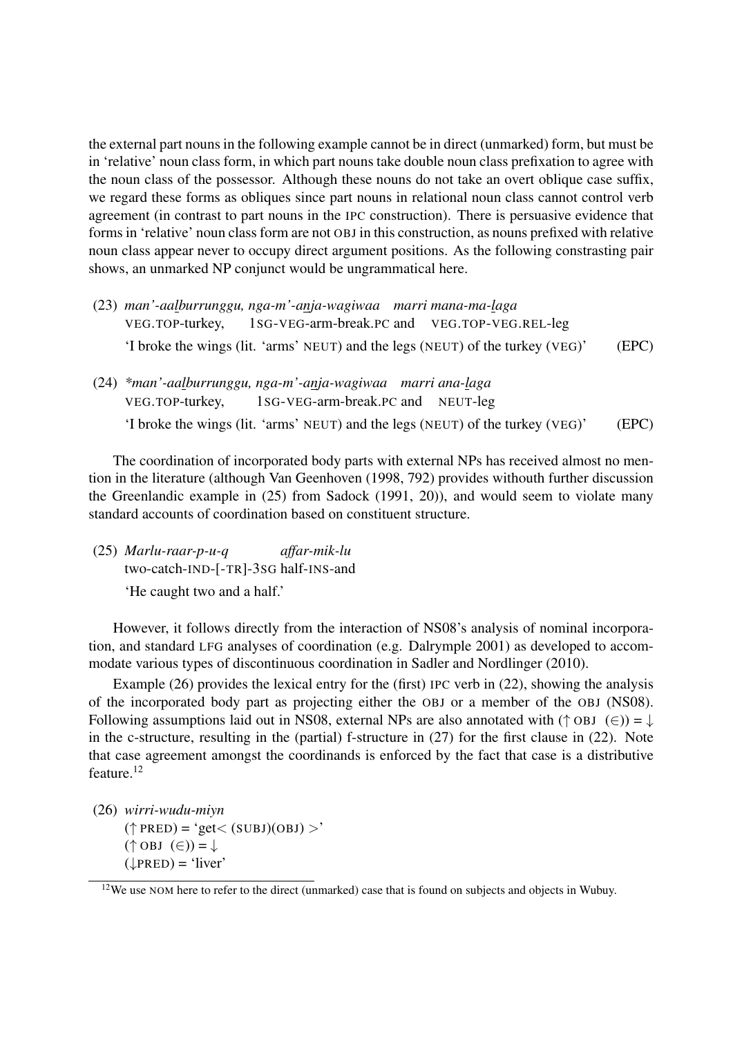the external part nouns in the following example cannot be in direct (unmarked) form, but must be in 'relative' noun class form, in which part nouns take double noun class prefixation to agree with the noun class of the possessor. Although these nouns do not take an overt oblique case suffix, we regard these forms as obliques since part nouns in relational noun class cannot control verb agreement (in contrast to part nouns in the IPC construction). There is persuasive evidence that forms in 'relative' noun class form are not OBJ in this construction, as nouns prefixed with relative noun class appear never to occupy direct argument positions. As the following constrasting pair shows, an unmarked NP conjunct would be ungrammatical here.

(23) *man'-aal̲burrunggu, nga-m'-an̲ja-wagiwaa marri mana-ma-l̲aga*
VEG.TOP-turkey, 1SG-VEG-arm-break.PC and VEG.TOP-VEG.REL-leg
'I broke the wings (lit. 'arms' NEUT) and the legs (NEUT) of the turkey (VEG)' (EPC)

(24) *\*man'-aal̲burrunggu, nga-m'-an̲ja-wagiwaa marri ana-l̲aga*
VEG.TOP-turkey, 1SG-VEG-arm-break.PC and NEUT-leg
'I broke the wings (lit. 'arms' NEUT) and the legs (NEUT) of the turkey (VEG)' (EPC)

The coordination of incorporated body parts with external NPs has received almost no mention in the literature (although Van Geenhoven (1998, 792) provides withouth further discussion the Greenlandic example in (25) from Sadock (1991, 20)), and would seem to violate many standard accounts of coordination based on constituent structure.

(25) *Marlu-raar-p-u-q affar-mik-lu*
two-catch-IND-[-TR]-3SG half-INS-and
'He caught two and a half.'

However, it follows directly from the interaction of NS08's analysis of nominal incorporation, and standard LFG analyses of coordination (e.g. Dalrymple 2001) as developed to accommodate various types of discontinuous coordination in Sadler and Nordlinger (2010).

Example (26) provides the lexical entry for the (first) IPC verb in (22), showing the analysis of the incorporated body part as projecting either the OBJ or a member of the OBJ (NS08). Following assumptions laid out in NS08, external NPs are also annotated with (↑ OBJ (∈)) = ↓ in the c-structure, resulting in the (partial) f-structure in (27) for the first clause in (22). Note that case agreement amongst the coordinands is enforced by the fact that case is a distributive feature.[12]

(26) *wirri-wudu-miyn*
(↑ PRED) = 'get< (SUBJ)(OBJ) >'
(↑ OBJ (∈)) = ↓
(↓PRED) = 'liver'

[12] We use NOM here to refer to the direct (unmarked) case that is found on subjects and objects in Wubuy.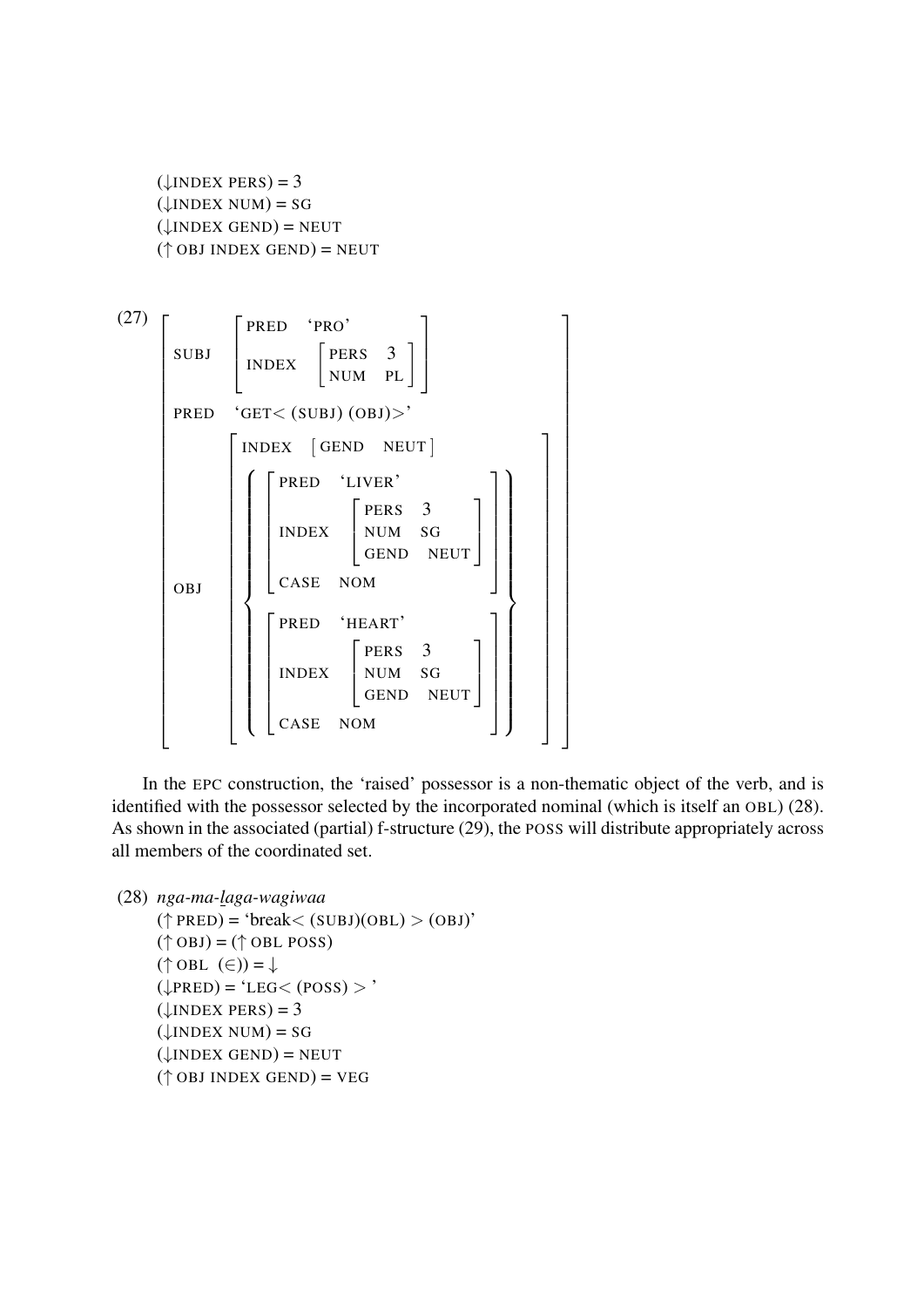(↓INDEX PERS) = 3
(↓INDEX NUM) = SG
(↓INDEX GEND) = NEUT
(↑ OBJ INDEX GEND) = NEUT

(27)

$$
\left[\begin{array}{ll}
\text{SUBJ} & \left[\begin{array}{ll}\text{PRED} & \text{`PRO'} \\ \text{INDEX} & \left[\begin{array}{ll}\text{PERS} & 3 \\ \text{NUM} & \text{PL}\end{array}\right]\end{array}\right] \\
\text{PRED} & \text{`GET}<\text{(SUBJ) (OBJ)}>\text{'} \\
\text{OBJ} & \left[\begin{array}{l}\text{INDEX} \;\; \left[\text{GEND} \;\; \text{NEUT}\right] \\
\left\{\begin{array}{l}
\left[\begin{array}{ll}\text{PRED} & \text{`LIVER'} \\ \text{INDEX} & \left[\begin{array}{ll}\text{PERS} & 3 \\ \text{NUM} & \text{SG} \\ \text{GEND} & \text{NEUT}\end{array}\right] \\ \text{CASE} & \text{NOM}\end{array}\right] \\
\left[\begin{array}{ll}\text{PRED} & \text{`HEART'} \\ \text{INDEX} & \left[\begin{array}{ll}\text{PERS} & 3 \\ \text{NUM} & \text{SG} \\ \text{GEND} & \text{NEUT}\end{array}\right] \\ \text{CASE} & \text{NOM}\end{array}\right]
\end{array}\right\}
\end{array}\right]
\end{array}\right]
$$

In the EPC construction, the 'raised' possessor is a non-thematic object of the verb, and is identified with the possessor selected by the incorporated nominal (which is itself an OBL) (28). As shown in the associated (partial) f-structure (29), the POSS will distribute appropriately across all members of the coordinated set.

(28) *nga-ma-laga-wagiwaa*
(↑ PRED) = 'break< (SUBJ)(OBL) > (OBJ)'
(↑ OBJ) = (↑ OBL POSS)
(↑ OBL (∈)) = ↓
(↓PRED) = 'LEG< (POSS) > '
(↓INDEX PERS) = 3
(↓INDEX NUM) = SG
(↓INDEX GEND) = NEUT
(↑ OBJ INDEX GEND) = VEG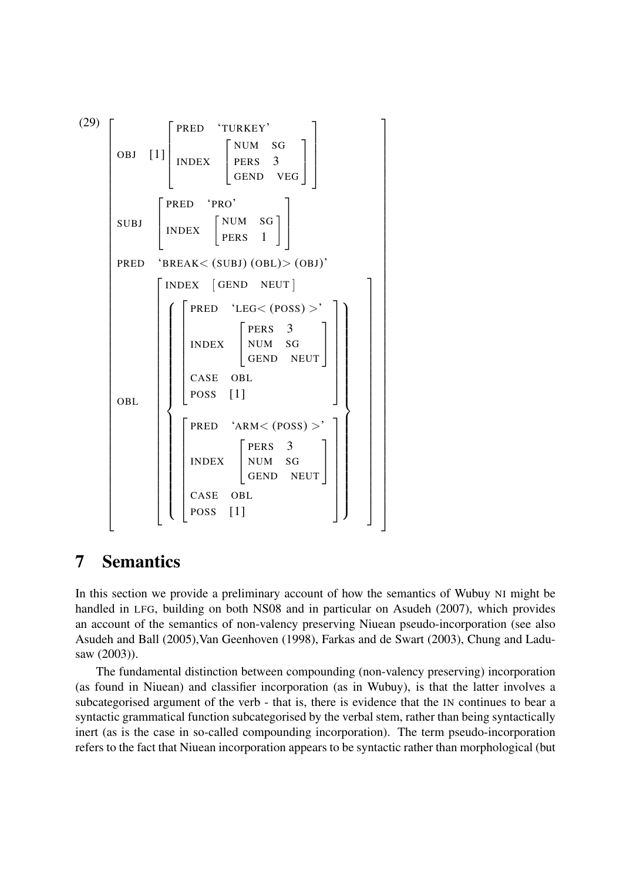(29)

$$
\left[\begin{array}{ll}
\text{OBJ} & [1]\left[\begin{array}{ll}\text{PRED} & \text{`TURKEY'} \\ \text{INDEX} & \left[\begin{array}{ll}\text{NUM} & \text{SG} \\ \text{PERS} & 3 \\ \text{GEND} & \text{VEG}\end{array}\right]\end{array}\right] \\
\text{SUBJ} & \left[\begin{array}{ll}\text{PRED} & \text{`PRO'} \\ \text{INDEX} & \left[\begin{array}{ll}\text{NUM} & \text{SG} \\ \text{PERS} & 1\end{array}\right]\end{array}\right] \\
\text{PRED} & \text{`BREAK} < \text{(SUBJ) (OBL)} > \text{(OBJ)'} \\
\text{OBL} & \left[\begin{array}{l}\text{INDEX} \quad \left[\text{GEND} \quad \text{NEUT}\right] \\
\left\{\begin{array}{l}
\left[\begin{array}{ll}\text{PRED} & \text{`LEG} < \text{(POSS)} > \text{'} \\ \text{INDEX} & \left[\begin{array}{ll}\text{PERS} & 3 \\ \text{NUM} & \text{SG} \\ \text{GEND} & \text{NEUT}\end{array}\right] \\ \text{CASE} & \text{OBL} \\ \text{POSS} & [1]\end{array}\right] \\
\left[\begin{array}{ll}\text{PRED} & \text{`ARM} < \text{(POSS)} > \text{'} \\ \text{INDEX} & \left[\begin{array}{ll}\text{PERS} & 3 \\ \text{NUM} & \text{SG} \\ \text{GEND} & \text{NEUT}\end{array}\right] \\ \text{CASE} & \text{OBL} \\ \text{POSS} & [1]\end{array}\right]
\end{array}\right\}
\end{array}\right]
\end{array}\right]
$$

# 7 Semantics

In this section we provide a preliminary account of how the semantics of Wubuy NI might be handled in LFG, building on both NS08 and in particular on Asudeh (2007), which provides an account of the semantics of non-valency preserving Niuean pseudo-incorporation (see also Asudeh and Ball (2005),Van Geenhoven (1998), Farkas and de Swart (2003), Chung and Ladusaw (2003)).

The fundamental distinction between compounding (non-valency preserving) incorporation (as found in Niuean) and classifier incorporation (as in Wubuy), is that the latter involves a subcategorised argument of the verb - that is, there is evidence that the IN continues to bear a syntactic grammatical function subcategorised by the verbal stem, rather than being syntactically inert (as is the case in so-called compounding incorporation). The term pseudo-incorporation refers to the fact that Niuean incorporation appears to be syntactic rather than morphological (but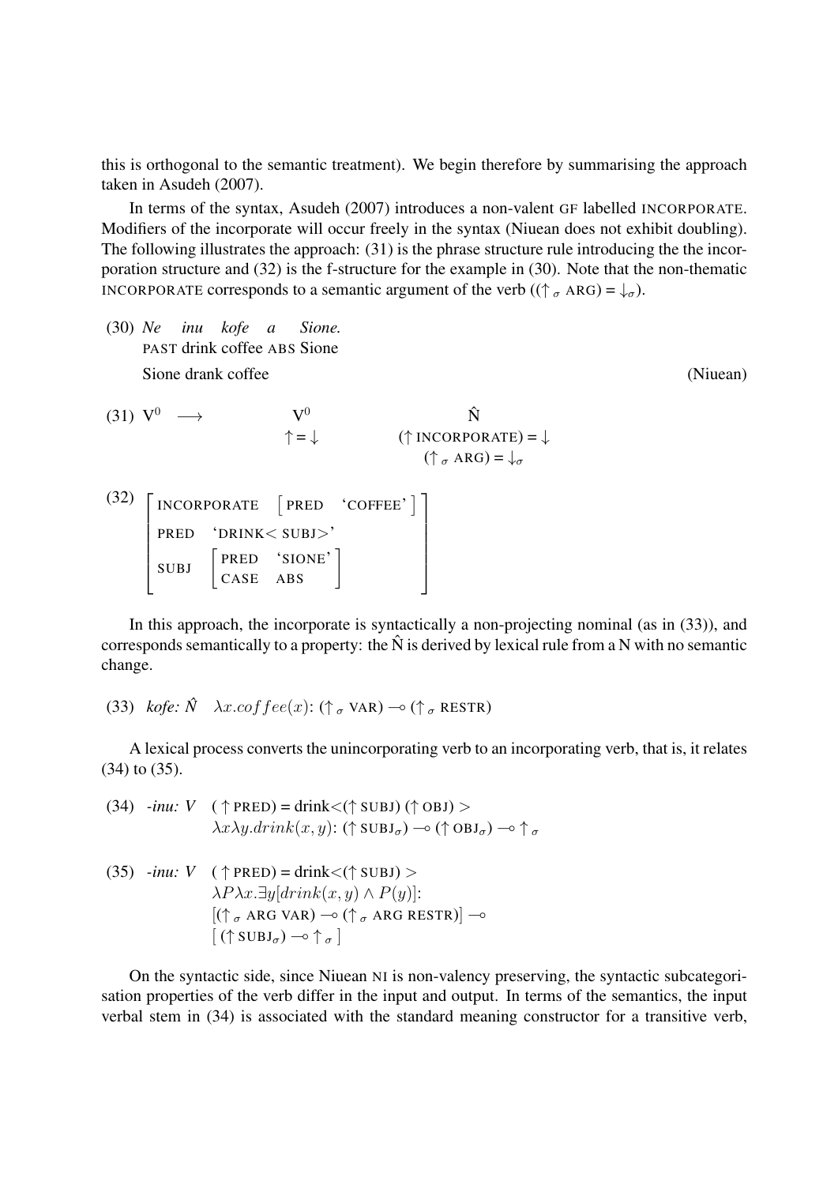this is orthogonal to the semantic treatment). We begin therefore by summarising the approach taken in Asudeh (2007).

In terms of the syntax, Asudeh (2007) introduces a non-valent GF labelled INCORPORATE. Modifiers of the incorporate will occur freely in the syntax (Niuean does not exhibit doubling). The following illustrates the approach: (31) is the phrase structure rule introducing the the incorporation structure and (32) is the f-structure for the example in (30). Note that the non-thematic INCORPORATE corresponds to a semantic argument of the verb ($(\uparrow_\sigma \text{ARG}) = \downarrow_\sigma$).

(30) *Ne inu kofe a Sione.*
PAST drink coffee ABS Sione
Sione drank coffee (Niuean)

(31) $\text{V}^0 \longrightarrow \underset{\uparrow = \downarrow}{\text{V}^0} \quad \underset{\substack{(\uparrow \text{INCORPORATE}) = \downarrow \\ (\uparrow_\sigma \text{ARG}) = \downarrow_\sigma}}{\hat{\text{N}}}$

(32)
$$\begin{bmatrix} \text{INCORPORATE} & \begin{bmatrix} \text{PRED} & \text{`COFFEE'} \end{bmatrix} \\ \text{PRED} & \text{`DRINK}<\text{SUBJ}>\text{'} \\ \text{SUBJ} & \begin{bmatrix} \text{PRED} & \text{`SIONE'} \\ \text{CASE} & \text{ABS} \end{bmatrix} \end{bmatrix}$$

In this approach, the incorporate is syntactically a non-projecting nominal (as in (33)), and corresponds semantically to a property: the N̂ is derived by lexical rule from a N with no semantic change.

(33) *kofe:* $\hat{N}$ $\lambda x.coffee(x)$: $(\uparrow_\sigma \text{VAR}) \multimap (\uparrow_\sigma \text{RESTR})$

A lexical process converts the unincorporating verb to an incorporating verb, that is, it relates (34) to (35).

(34) *-inu: V* $(\uparrow \text{PRED}) = \text{drink}<(\uparrow \text{SUBJ})\ (\uparrow \text{OBJ})>$
$\lambda x \lambda y.drink(x, y)$: $(\uparrow \text{SUBJ}_\sigma) \multimap (\uparrow \text{OBJ}_\sigma) \multimap \uparrow_\sigma$

(35) *-inu: V* $(\uparrow \text{PRED}) = \text{drink}<(\uparrow \text{SUBJ})>$
$\lambda P \lambda x.\exists y[drink(x, y) \wedge P(y)]$:
$[(\uparrow_\sigma \text{ARG VAR}) \multimap (\uparrow_\sigma \text{ARG RESTR})] \multimap$
$[(\uparrow \text{SUBJ}_\sigma) \multimap \uparrow_\sigma]$

On the syntactic side, since Niuean NI is non-valency preserving, the syntactic subcategorisation properties of the verb differ in the input and output. In terms of the semantics, the input verbal stem in (34) is associated with the standard meaning constructor for a transitive verb,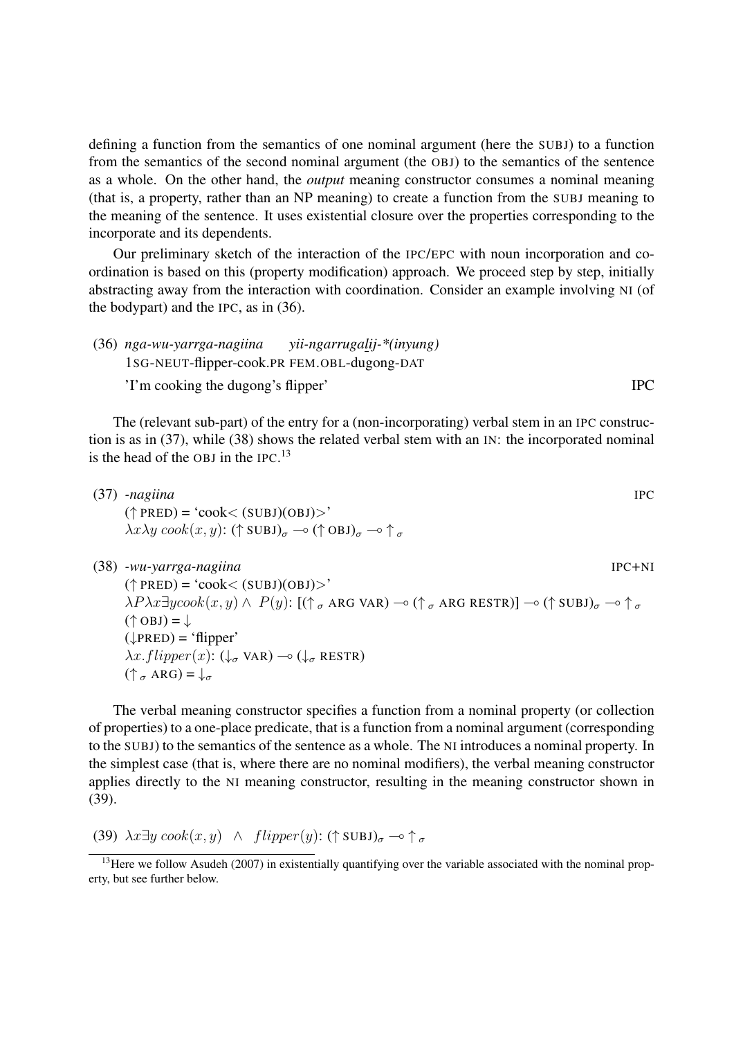defining a function from the semantics of one nominal argument (here the SUBJ) to a function from the semantics of the second nominal argument (the OBJ) to the semantics of the sentence as a whole. On the other hand, the *output* meaning constructor consumes a nominal meaning (that is, a property, rather than an NP meaning) to create a function from the SUBJ meaning to the meaning of the sentence. It uses existential closure over the properties corresponding to the incorporate and its dependents.

Our preliminary sketch of the interaction of the IPC/EPC with noun incorporation and coordination is based on this (property modification) approach. We proceed step by step, initially abstracting away from the interaction with coordination. Consider an example involving NI (of the bodypart) and the IPC, as in (36).

(36) *nga-wu-yarrga-nagiina yii-ngarrugalij-\*(inyung)*
1SG-NEUT-flipper-cook.PR FEM.OBL-dugong-DAT
'I'm cooking the dugong's flipper' IPC

The (relevant sub-part) of the entry for a (non-incorporating) verbal stem in an IPC construction is as in (37), while (38) shows the related verbal stem with an IN: the incorporated nominal is the head of the OBJ in the IPC.[13]

(37) *-nagiina* IPC
($\uparrow$ PRED) = 'cook< (SUBJ)(OBJ)>'
$\lambda x \lambda y\, cook(x, y)$: $(\uparrow \text{SUBJ})_\sigma \multimap (\uparrow \text{OBJ})_\sigma \multimap \uparrow_\sigma$

(38) *-wu-yarrga-nagiina* IPC+NI
($\uparrow$ PRED) = 'cook< (SUBJ)(OBJ)>'
$\lambda P \lambda x \exists y cook(x, y) \wedge P(y)$: $[(\uparrow_\sigma \text{ARG VAR}) \multimap (\uparrow_\sigma \text{ARG RESTR})] \multimap (\uparrow \text{SUBJ})_\sigma \multimap \uparrow_\sigma$
($\uparrow$ OBJ) = $\downarrow$
($\downarrow$PRED) = 'flipper'
$\lambda x.flipper(x)$: $(\downarrow_\sigma \text{VAR}) \multimap (\downarrow_\sigma \text{RESTR})$
$(\uparrow_\sigma \text{ARG}) = \downarrow_\sigma$

The verbal meaning constructor specifies a function from a nominal property (or collection of properties) to a one-place predicate, that is a function from a nominal argument (corresponding to the SUBJ) to the semantics of the sentence as a whole. The NI introduces a nominal property. In the simplest case (that is, where there are no nominal modifiers), the verbal meaning constructor applies directly to the NI meaning constructor, resulting in the meaning constructor shown in (39).

(39) $\lambda x \exists y\; cook(x, y) \;\wedge\; flipper(y)$: $(\uparrow \text{SUBJ})_\sigma \multimap \uparrow_\sigma$

[13] Here we follow Asudeh (2007) in existentially quantifying over the variable associated with the nominal property, but see further below.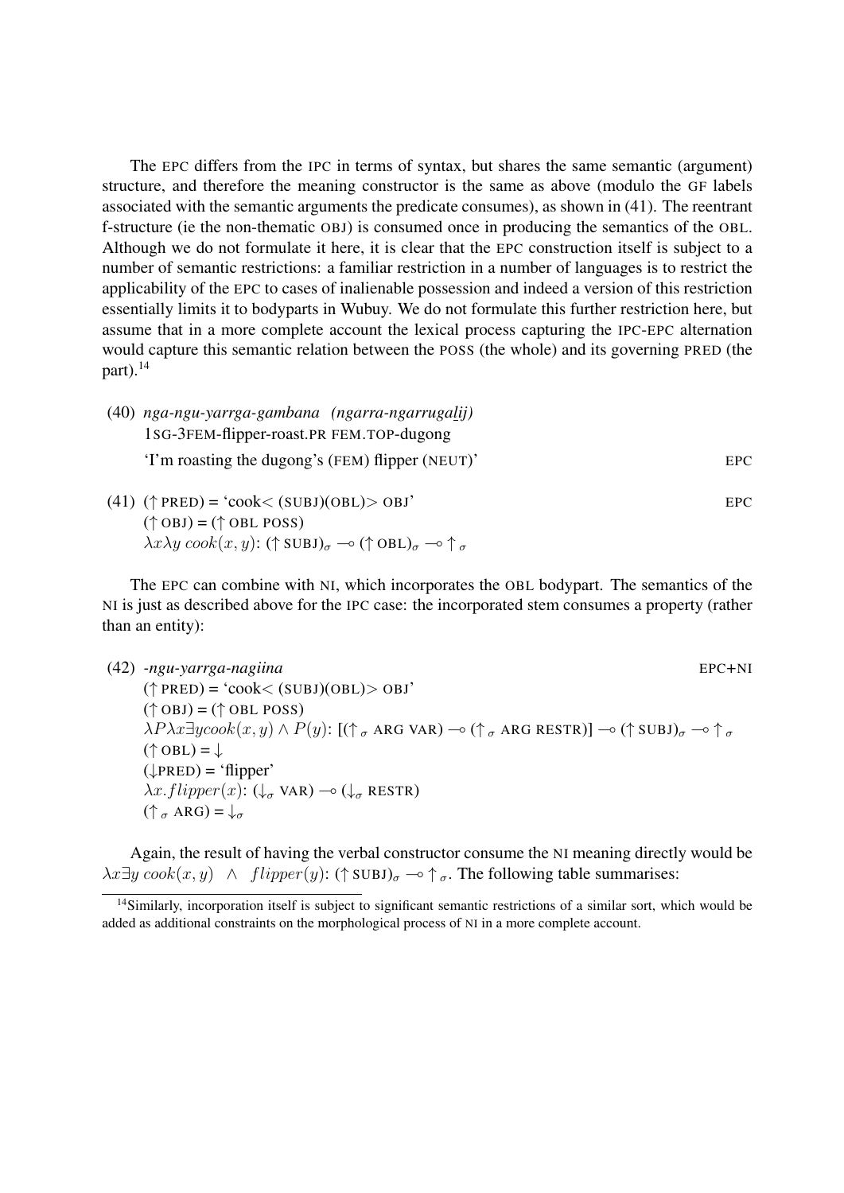The EPC differs from the IPC in terms of syntax, but shares the same semantic (argument) structure, and therefore the meaning constructor is the same as above (modulo the GF labels associated with the semantic arguments the predicate consumes), as shown in (41). The reentrant f-structure (ie the non-thematic OBJ) is consumed once in producing the semantics of the OBL. Although we do not formulate it here, it is clear that the EPC construction itself is subject to a number of semantic restrictions: a familiar restriction in a number of languages is to restrict the applicability of the EPC to cases of inalienable possession and indeed a version of this restriction essentially limits it to bodyparts in Wubuy. We do not formulate this further restriction here, but assume that in a more complete account the lexical process capturing the IPC-EPC alternation would capture this semantic relation between the POSS (the whole) and its governing PRED (the part).[14]

(40) *nga-ngu-yarrga-gambana (ngarra-ngarrugaḻij)*
 1SG-3FEM-flipper-roast.PR FEM.TOP-dugong
 'I'm roasting the dugong's (FEM) flipper (NEUT)' — EPC

(41) (↑ PRED) = 'cook< (SUBJ)(OBL)> OBJ' — EPC
 (↑ OBJ) = (↑ OBL POSS)
 $\lambda x \lambda y\ cook(x, y)$: $(\uparrow \text{SUBJ})_\sigma \multimap (\uparrow \text{OBL})_\sigma \multimap \uparrow_\sigma$

The EPC can combine with NI, which incorporates the OBL bodypart. The semantics of the NI is just as described above for the IPC case: the incorporated stem consumes a property (rather than an entity):

(42) *-ngu-yarrga-nagiina* — EPC+NI
 (↑ PRED) = 'cook< (SUBJ)(OBL)> OBJ'
 (↑ OBJ) = (↑ OBL POSS)
 $\lambda P \lambda x \exists y cook(x, y) \wedge P(y)$: $[(\uparrow_\sigma \text{ ARG VAR}) \multimap (\uparrow_\sigma \text{ ARG RESTR})] \multimap (\uparrow \text{SUBJ})_\sigma \multimap \uparrow_\sigma$
 (↑ OBL) = ↓
 (↓PRED) = 'flipper'
 $\lambda x.flipper(x)$: $(\downarrow_\sigma \text{ VAR}) \multimap (\downarrow_\sigma \text{ RESTR})$
 $(\uparrow_\sigma \text{ ARG}) = \downarrow_\sigma$

Again, the result of having the verbal constructor consume the NI meaning directly would be $\lambda x \exists y\ cook(x, y) \ \wedge \ flipper(y)$: $(\uparrow \text{SUBJ})_\sigma \multimap \uparrow_\sigma$. The following table summarises:

[14] Similarly, incorporation itself is subject to significant semantic restrictions of a similar sort, which would be added as additional constraints on the morphological process of NI in a more complete account.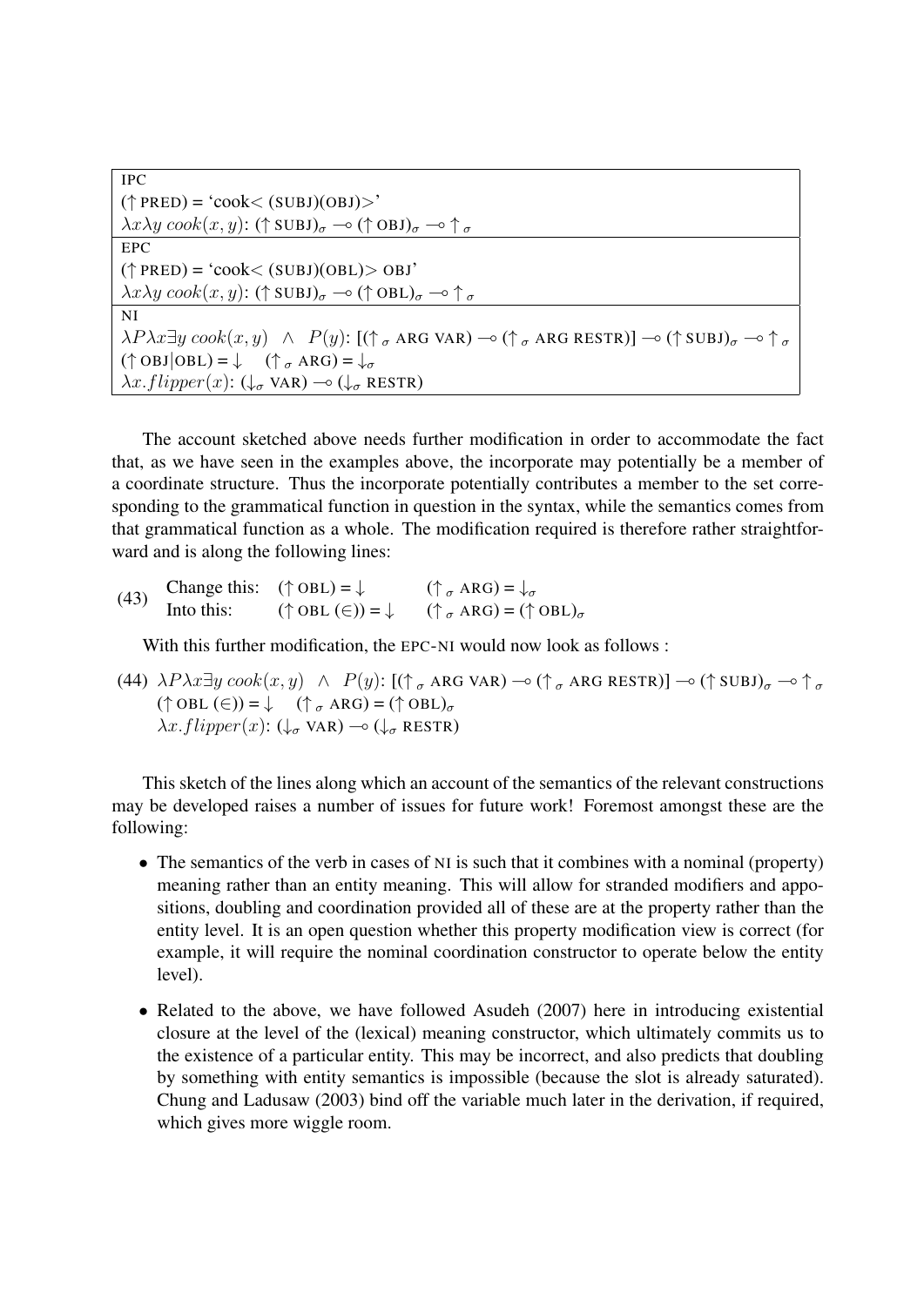| IPC |
|---|
| $(\uparrow \text{PRED}) = \text{'cook} < (\text{SUBJ})(\text{OBJ}) > \text{'}$ |
| $\lambda x \lambda y\ cook(x, y)$: $(\uparrow \text{SUBJ})_\sigma \multimap (\uparrow \text{OBJ})_\sigma \multimap \uparrow_\sigma$ |
| EPC |
| $(\uparrow \text{PRED}) = \text{'cook} < (\text{SUBJ})(\text{OBL}) > \text{OBJ'}$ |
| $\lambda x \lambda y\ cook(x, y)$: $(\uparrow \text{SUBJ})_\sigma \multimap (\uparrow \text{OBL})_\sigma \multimap \uparrow_\sigma$ |
| NI |
| $\lambda P \lambda x \exists y\ cook(x, y) \ \wedge \ P(y)$: $[(\uparrow_\sigma \text{ARG VAR}) \multimap (\uparrow_\sigma \text{ARG RESTR})] \multimap (\uparrow \text{SUBJ})_\sigma \multimap \uparrow_\sigma$ |
| $(\uparrow \text{OBJ}\|\text{OBL}) = \downarrow \quad (\uparrow_\sigma \text{ARG}) = \downarrow_\sigma$ |
| $\lambda x.flipper(x)$: $(\downarrow_\sigma \text{VAR}) \multimap (\downarrow_\sigma \text{RESTR})$ |

The account sketched above needs further modification in order to accommodate the fact that, as we have seen in the examples above, the incorporate may potentially be a member of a coordinate structure. Thus the incorporate potentially contributes a member to the set corresponding to the grammatical function in question in the syntax, while the semantics comes from that grammatical function as a whole. The modification required is therefore rather straightforward and is along the following lines:

(43) Change this: $(\uparrow \text{OBL}) = \downarrow \qquad (\uparrow_\sigma \text{ARG}) = \downarrow_\sigma$
Into this: $(\uparrow \text{OBL}\ (\in)) = \downarrow \qquad (\uparrow_\sigma \text{ARG}) = (\uparrow \text{OBL})_\sigma$

With this further modification, the EPC-NI would now look as follows :

(44) $\lambda P \lambda x \exists y\ cook(x, y) \ \wedge \ P(y)$: $[(\uparrow_\sigma \text{ARG VAR}) \multimap (\uparrow_\sigma \text{ARG RESTR})] \multimap (\uparrow \text{SUBJ})_\sigma \multimap \uparrow_\sigma$
$(\uparrow \text{OBL}\ (\in)) = \downarrow \quad (\uparrow_\sigma \text{ARG}) = (\uparrow \text{OBL})_\sigma$
$\lambda x.flipper(x)$: $(\downarrow_\sigma \text{VAR}) \multimap (\downarrow_\sigma \text{RESTR})$

This sketch of the lines along which an account of the semantics of the relevant constructions may be developed raises a number of issues for future work! Foremost amongst these are the following:

- The semantics of the verb in cases of NI is such that it combines with a nominal (property) meaning rather than an entity meaning. This will allow for stranded modifiers and appositions, doubling and coordination provided all of these are at the property rather than the entity level. It is an open question whether this property modification view is correct (for example, it will require the nominal coordination constructor to operate below the entity level).
- Related to the above, we have followed Asudeh (2007) here in introducing existential closure at the level of the (lexical) meaning constructor, which ultimately commits us to the existence of a particular entity. This may be incorrect, and also predicts that doubling by something with entity semantics is impossible (because the slot is already saturated). Chung and Ladusaw (2003) bind off the variable much later in the derivation, if required, which gives more wiggle room.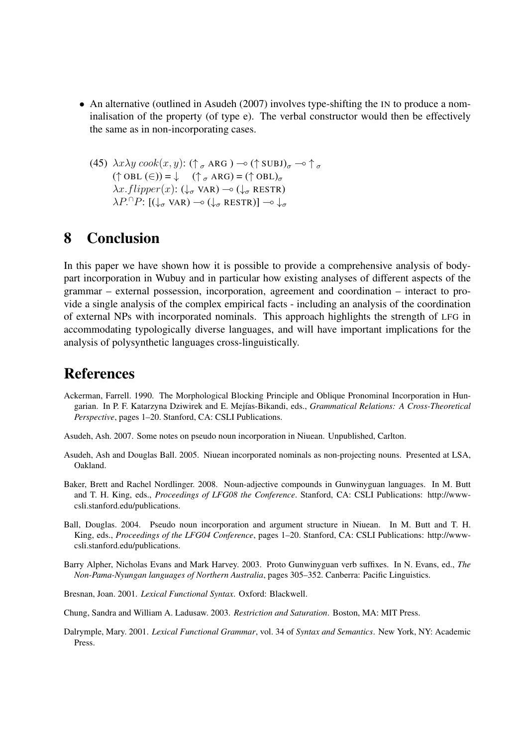- An alternative (outlined in Asudeh (2007) involves type-shifting the IN to produce a nominalisation of the property (of type e). The verbal constructor would then be effectively the same as in non-incorporating cases.

(45) $\lambda x \lambda y\ cook(x, y)$: $(\uparrow_\sigma \text{ ARG}) \multimap (\uparrow \text{SUBJ})_\sigma \multimap \uparrow_\sigma$
$(\uparrow \text{OBL} (\in)) = \downarrow \quad (\uparrow_\sigma \text{ ARG}) = (\uparrow \text{OBL})_\sigma$
$\lambda x.flipper(x)$: $(\downarrow_\sigma \text{ VAR}) \multimap (\downarrow_\sigma \text{ RESTR})$
$\lambda P.^\cap P$: $[(\downarrow_\sigma \text{ VAR}) \multimap (\downarrow_\sigma \text{ RESTR})] \multimap \downarrow_\sigma$

# 8 Conclusion

In this paper we have shown how it is possible to provide a comprehensive analysis of body-part incorporation in Wubuy and in particular how existing analyses of different aspects of the grammar – external possession, incorporation, agreement and coordination – interact to provide a single analysis of the complex empirical facts - including an analysis of the coordination of external NPs with incorporated nominals. This approach highlights the strength of LFG in accommodating typologically diverse languages, and will have important implications for the analysis of polysynthetic languages cross-linguistically.

# References

Ackerman, Farrell. 1990. The Morphological Blocking Principle and Oblique Pronominal Incorporation in Hungarian. In P. F. Katarzyna Dziwirek and E. Mejías-Bikandi, eds., *Grammatical Relations: A Cross-Theoretical Perspective*, pages 1–20. Stanford, CA: CSLI Publications.

Asudeh, Ash. 2007. Some notes on pseudo noun incorporation in Niuean. Unpublished, Carlton.

Asudeh, Ash and Douglas Ball. 2005. Niuean incorporated nominals as non-projecting nouns. Presented at LSA, Oakland.

Baker, Brett and Rachel Nordlinger. 2008. Noun-adjective compounds in Gunwinyguan languages. In M. Butt and T. H. King, eds., *Proceedings of LFG08 the Conference*. Stanford, CA: CSLI Publications: http://www-csli.stanford.edu/publications.

Ball, Douglas. 2004. Pseudo noun incorporation and argument structure in Niuean. In M. Butt and T. H. King, eds., *Proceedings of the LFG04 Conference*, pages 1–20. Stanford, CA: CSLI Publications: http://www-csli.stanford.edu/publications.

Barry Alpher, Nicholas Evans and Mark Harvey. 2003. Proto Gunwinyguan verb suffixes. In N. Evans, ed., *The Non-Pama-Nyungan languages of Northern Australia*, pages 305–352. Canberra: Pacific Linguistics.

Bresnan, Joan. 2001. *Lexical Functional Syntax*. Oxford: Blackwell.

Chung, Sandra and William A. Ladusaw. 2003. *Restriction and Saturation*. Boston, MA: MIT Press.

Dalrymple, Mary. 2001. *Lexical Functional Grammar*, vol. 34 of *Syntax and Semantics*. New York, NY: Academic Press.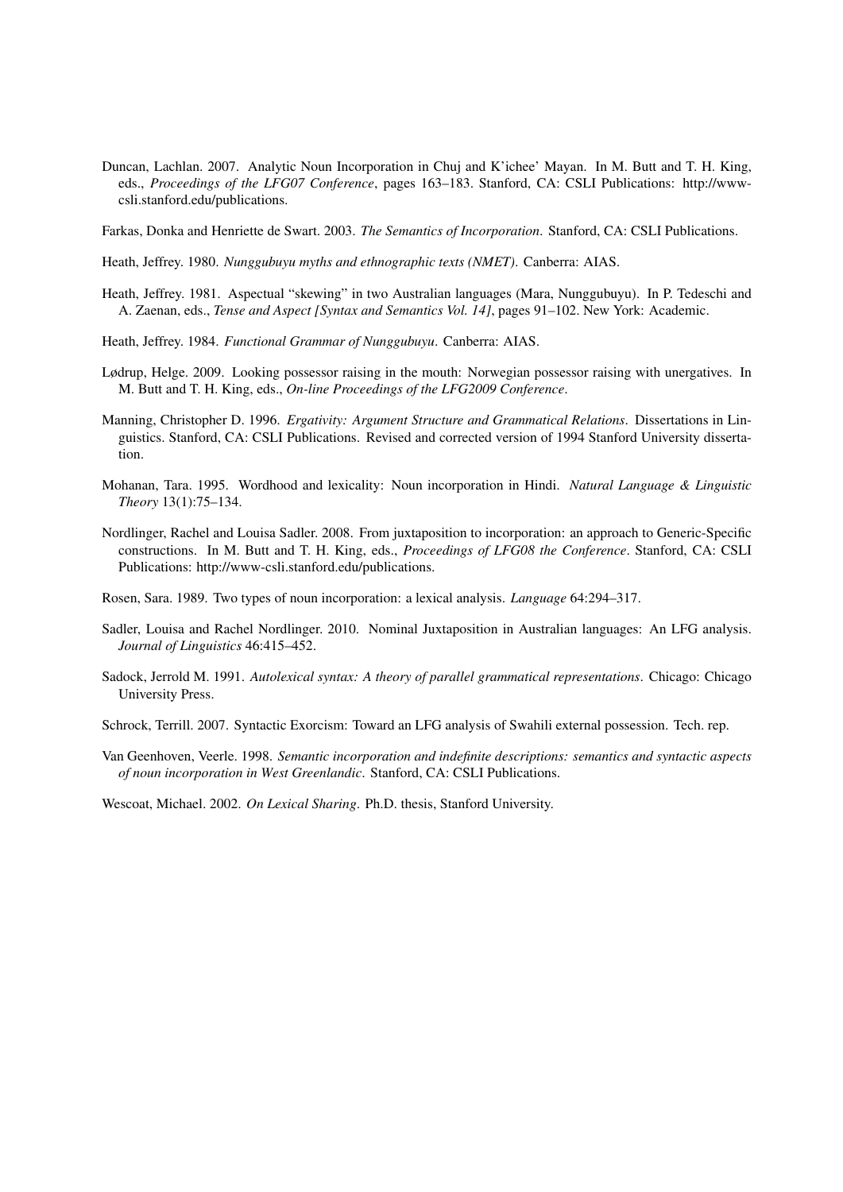Duncan, Lachlan. 2007. Analytic Noun Incorporation in Chuj and K'ichee' Mayan. In M. Butt and T. H. King, eds., *Proceedings of the LFG07 Conference*, pages 163–183. Stanford, CA: CSLI Publications: http://www-csli.stanford.edu/publications.

Farkas, Donka and Henriette de Swart. 2003. *The Semantics of Incorporation*. Stanford, CA: CSLI Publications.

Heath, Jeffrey. 1980. *Nunggubuyu myths and ethnographic texts (NMET)*. Canberra: AIAS.

Heath, Jeffrey. 1981. Aspectual "skewing" in two Australian languages (Mara, Nunggubuyu). In P. Tedeschi and A. Zaenan, eds., *Tense and Aspect [Syntax and Semantics Vol. 14]*, pages 91–102. New York: Academic.

Heath, Jeffrey. 1984. *Functional Grammar of Nunggubuyu*. Canberra: AIAS.

Lødrup, Helge. 2009. Looking possessor raising in the mouth: Norwegian possessor raising with unergatives. In M. Butt and T. H. King, eds., *On-line Proceedings of the LFG2009 Conference*.

Manning, Christopher D. 1996. *Ergativity: Argument Structure and Grammatical Relations*. Dissertations in Linguistics. Stanford, CA: CSLI Publications. Revised and corrected version of 1994 Stanford University dissertation.

Mohanan, Tara. 1995. Wordhood and lexicality: Noun incorporation in Hindi. *Natural Language & Linguistic Theory* 13(1):75–134.

Nordlinger, Rachel and Louisa Sadler. 2008. From juxtaposition to incorporation: an approach to Generic-Specific constructions. In M. Butt and T. H. King, eds., *Proceedings of LFG08 the Conference*. Stanford, CA: CSLI Publications: http://www-csli.stanford.edu/publications.

Rosen, Sara. 1989. Two types of noun incorporation: a lexical analysis. *Language* 64:294–317.

Sadler, Louisa and Rachel Nordlinger. 2010. Nominal Juxtaposition in Australian languages: An LFG analysis. *Journal of Linguistics* 46:415–452.

Sadock, Jerrold M. 1991. *Autolexical syntax: A theory of parallel grammatical representations*. Chicago: Chicago University Press.

Schrock, Terrill. 2007. Syntactic Exorcism: Toward an LFG analysis of Swahili external possession. Tech. rep.

Van Geenhoven, Veerle. 1998. *Semantic incorporation and indefinite descriptions: semantics and syntactic aspects of noun incorporation in West Greenlandic*. Stanford, CA: CSLI Publications.

Wescoat, Michael. 2002. *On Lexical Sharing*. Ph.D. thesis, Stanford University.